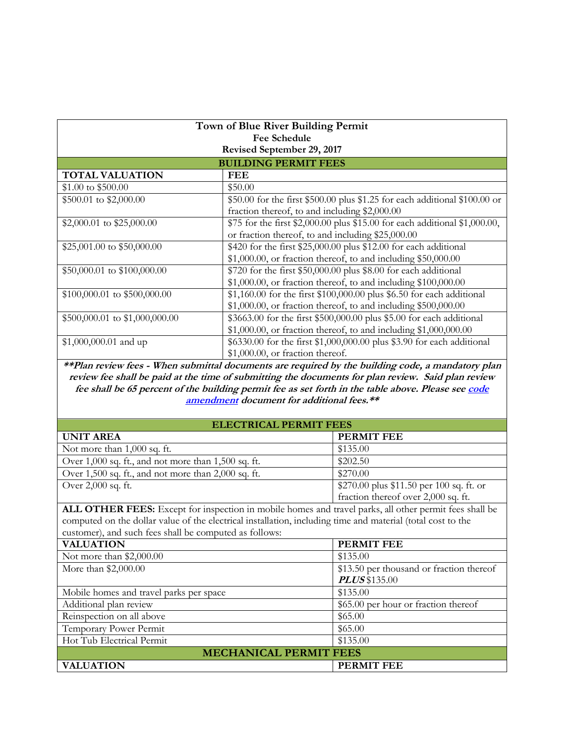**Town of Blue River Building Permit**
**Fee Schedule**
**Revised September 29, 2017**

## BUILDING PERMIT FEES

| TOTAL VALUATION | FEE |
|---|---|
| $1.00 to $500.00 | $50.00 |
| $500.01 to $2,000.00 | $50.00 for the first $500.00 plus $1.25 for each additional $100.00 or fraction thereof, to and including $2,000.00 |
| $2,000.01 to $25,000.00 | $75 for the first $2,000.00 plus $15.00 for each additional $1,000.00, or fraction thereof, to and including $25,000.00 |
| $25,001.00 to $50,000.00 | $420 for the first $25,000.00 plus $12.00 for each additional $1,000.00, or fraction thereof, to and including $50,000.00 |
| $50,000.01 to $100,000.00 | $720 for the first $50,000.00 plus $8.00 for each additional $1,000.00, or fraction thereof, to and including $100,000.00 |
| $100,000.01 to $500,000.00 | $1,160.00 for the first $100,000.00 plus $6.50 for each additional $1,000.00, or fraction thereof, to and including $500,000.00 |
| $500,000.01 to $1,000,000.00 | $3663.00 for the first $500,000.00 plus $5.00 for each additional $1,000.00, or fraction thereof, to and including $1,000,000.00 |
| $1,000,000.01 and up | $6330.00 for the first $1,000,000.00 plus $3.90 for each additional $1,000.00, or fraction thereof. |

***\*\*Plan review fees - When submittal documents are required by the building code, a mandatory plan review fee shall be paid at the time of submitting the documents for plan review. Said plan review fee shall be 65 percent of the building permit fee as set forth in the table above. Please see code amendment document for additional fees.\*\****

## ELECTRICAL PERMIT FEES

| UNIT AREA | PERMIT FEE |
|---|---|
| Not more than 1,000 sq. ft. | $135.00 |
| Over 1,000 sq. ft., and not more than 1,500 sq. ft. | $202.50 |
| Over 1,500 sq. ft., and not more than 2,000 sq. ft. | $270.00 |
| Over 2,000 sq. ft. | $270.00 plus $11.50 per 100 sq. ft. or fraction thereof over 2,000 sq. ft. |

**ALL OTHER FEES:** Except for inspection in mobile homes and travel parks, all other permit fees shall be computed on the dollar value of the electrical installation, including time and material (total cost to the customer), and such fees shall be computed as follows:

| VALUATION | PERMIT FEE |
|---|---|
| Not more than $2,000.00 | $135.00 |
| More than $2,000.00 | $13.50 per thousand or fraction thereof ***PLUS*** $135.00 |
| Mobile homes and travel parks per space | $135.00 |
| Additional plan review | $65.00 per hour or fraction thereof |
| Reinspection on all above | $65.00 |
| Temporary Power Permit | $65.00 |
| Hot Tub Electrical Permit | $135.00 |

## MECHANICAL PERMIT FEES

| VALUATION | PERMIT FEE |
|---|---|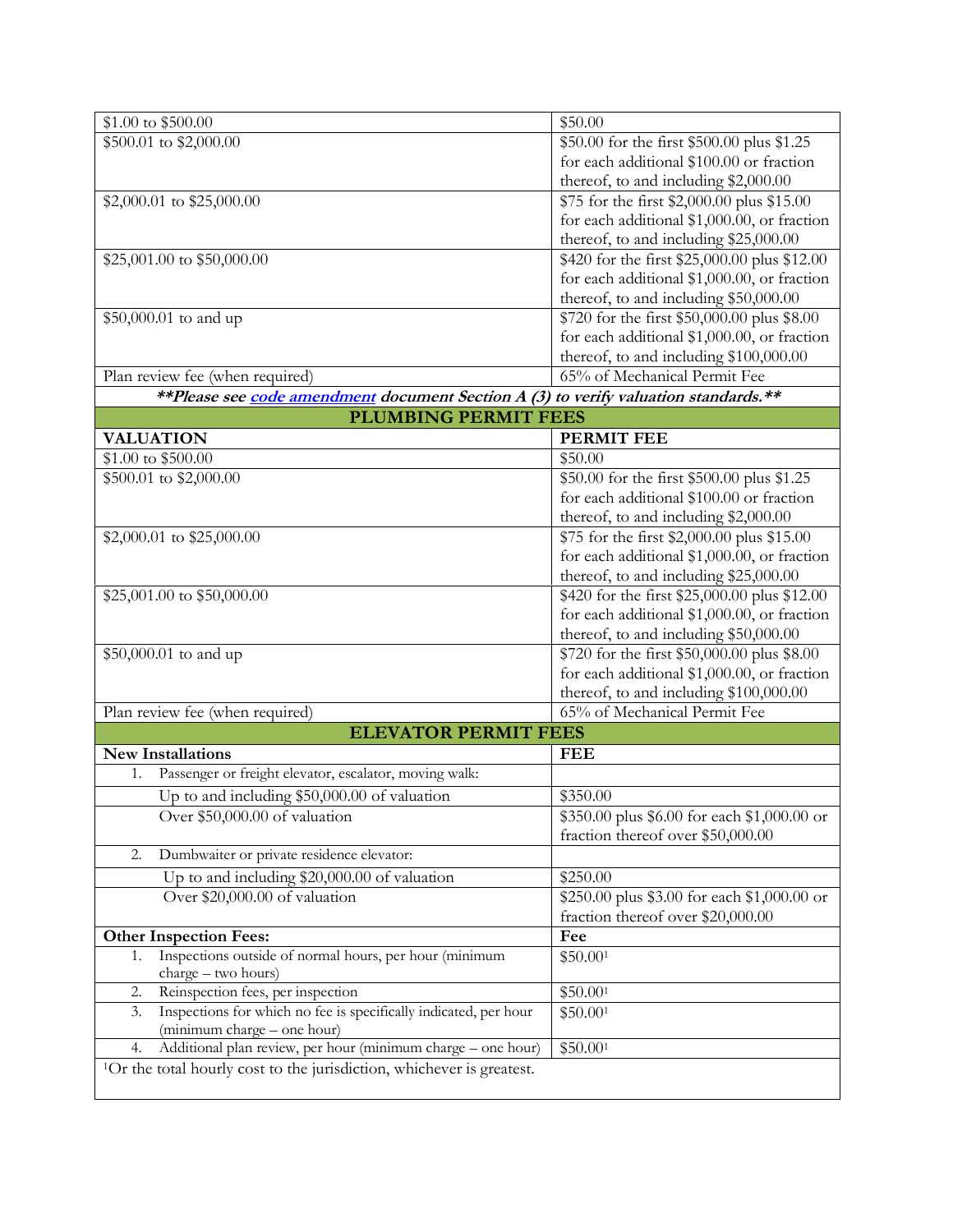| | |
|---|---|
| $1.00 to $500.00 | $50.00 |
| $500.01 to $2,000.00 | $50.00 for the first $500.00 plus $1.25 for each additional $100.00 or fraction thereof, to and including $2,000.00 |
| $2,000.01 to $25,000.00 | $75 for the first $2,000.00 plus $15.00 for each additional $1,000.00, or fraction thereof, to and including $25,000.00 |
| $25,001.00 to $50,000.00 | $420 for the first $25,000.00 plus $12.00 for each additional $1,000.00, or fraction thereof, to and including $50,000.00 |
| $50,000.01 to and up | $720 for the first $50,000.00 plus $8.00 for each additional $1,000.00, or fraction thereof, to and including $100,000.00 |
| Plan review fee (when required) | 65% of Mechanical Permit Fee |

***\*\*Please see code amendment document Section A (3) to verify valuation standards.\*\****

## PLUMBING PERMIT FEES

| VALUATION | PERMIT FEE |
|---|---|
| $1.00 to $500.00 | $50.00 |
| $500.01 to $2,000.00 | $50.00 for the first $500.00 plus $1.25 for each additional $100.00 or fraction thereof, to and including $2,000.00 |
| $2,000.01 to $25,000.00 | $75 for the first $2,000.00 plus $15.00 for each additional $1,000.00, or fraction thereof, to and including $25,000.00 |
| $25,001.00 to $50,000.00 | $420 for the first $25,000.00 plus $12.00 for each additional $1,000.00, or fraction thereof, to and including $50,000.00 |
| $50,000.01 to and up | $720 for the first $50,000.00 plus $8.00 for each additional $1,000.00, or fraction thereof, to and including $100,000.00 |
| Plan review fee (when required) | 65% of Mechanical Permit Fee |

## ELEVATOR PERMIT FEES

| New Installations | FEE |
|---|---|
| 1. Passenger or freight elevator, escalator, moving walk: | |
| Up to and including $50,000.00 of valuation | $350.00 |
| Over $50,000.00 of valuation | $350.00 plus $6.00 for each $1,000.00 or fraction thereof over $50,000.00 |
| 2. Dumbwaiter or private residence elevator: | |
| Up to and including $20,000.00 of valuation | $250.00 |
| Over $20,000.00 of valuation | $250.00 plus $3.00 for each $1,000.00 or fraction thereof over $20,000.00 |
| **Other Inspection Fees:** | **Fee** |
| 1. Inspections outside of normal hours, per hour (minimum charge – two hours) | $50.00[1] |
| 2. Reinspection fees, per inspection | $50.00[1] |
| 3. Inspections for which no fee is specifically indicated, per hour (minimum charge – one hour) | $50.00[1] |
| 4. Additional plan review, per hour (minimum charge – one hour) | $50.00[1] |

[1]Or the total hourly cost to the jurisdiction, whichever is greatest.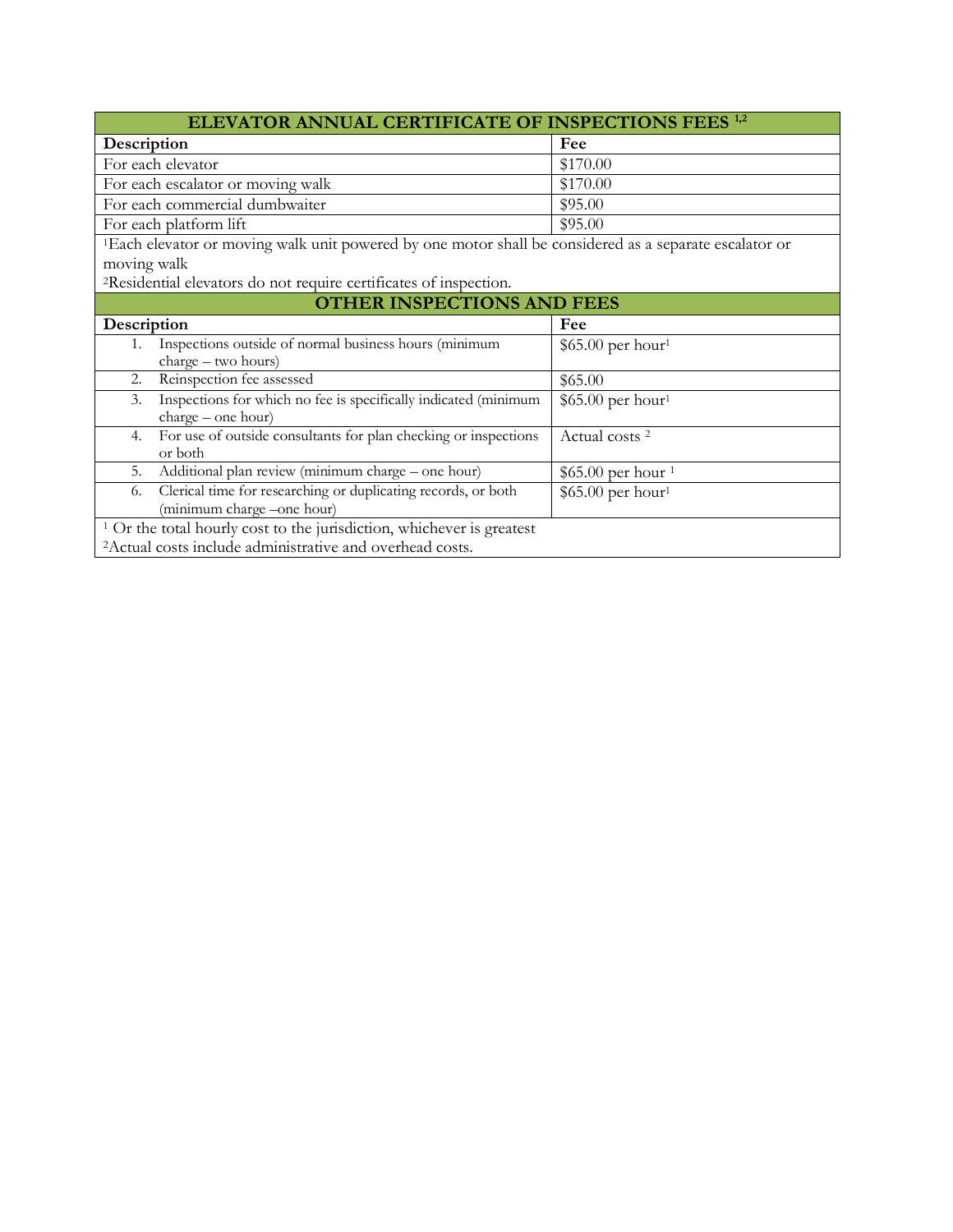| ELEVATOR ANNUAL CERTIFICATE OF INSPECTIONS FEES [1,2] | |
|---|---|
| **Description** | **Fee** |
| For each elevator | $170.00 |
| For each escalator or moving walk | $170.00 |
| For each commercial dumbwaiter | $95.00 |
| For each platform lift | $95.00 |

[1]Each elevator or moving walk unit powered by one motor shall be considered as a separate escalator or moving walk

[2]Residential elevators do not require certificates of inspection.

| OTHER INSPECTIONS AND FEES | |
|---|---|
| **Description** | **Fee** |
| 1. Inspections outside of normal business hours (minimum charge – two hours) | $65.00 per hour[1] |
| 2. Reinspection fee assessed | $65.00 |
| 3. Inspections for which no fee is specifically indicated (minimum charge – one hour) | $65.00 per hour[1] |
| 4. For use of outside consultants for plan checking or inspections or both | Actual costs [2] |
| 5. Additional plan review (minimum charge – one hour) | $65.00 per hour [1] |
| 6. Clerical time for researching or duplicating records, or both (minimum charge –one hour) | $65.00 per hour[1] |

[1] Or the total hourly cost to the jurisdiction, whichever is greatest

[2]Actual costs include administrative and overhead costs.